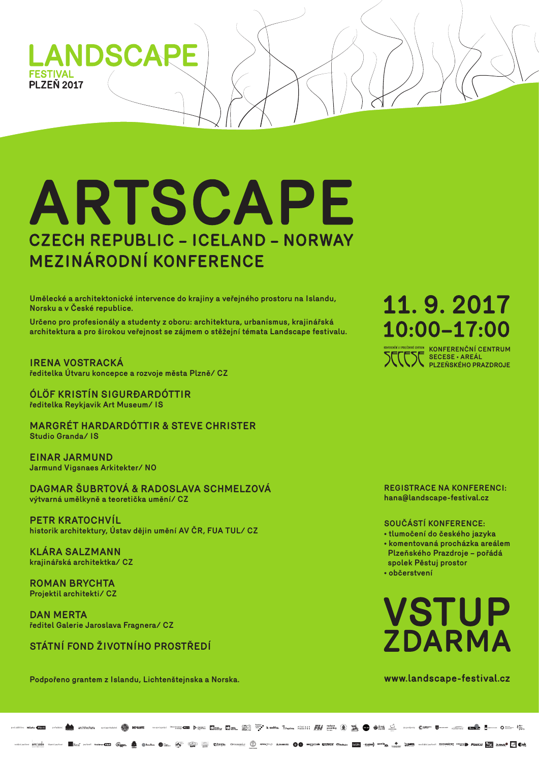LANDSCAPE
FESTIVAL
PLZEŇ 2017

# ARTSCAPE

## CZECH REPUBLIC – ICELAND – NORWAY
## MEZINÁRODNÍ KONFERENCE

**Umělecké a architektonické intervence do krajiny a veřejného prostoru na Islandu, Norsku a v České republice.**

**Určeno pro profesionály a studenty z oboru: architektura, urbanismus, krajinářská architektura a pro širokou veřejnost se zájmem o stěžejní témata Landscape festivalu.**

## 11. 9. 2017
## 10:00–17:00

KONFERENČNÍ CENTRUM SECESE • AREÁL PLZEŇSKÉHO PRAZDROJE

**IRENA VOSTRACKÁ**
ředitelka Útvaru koncepce a rozvoje města Plzně/ CZ

**ÓLÖF KRISTÍN SIGURÐARDÓTTIR**
ředitelka Reykjavik Art Museum/ IS

**MARGRÉT HARDARDÓTTIR & STEVE CHRISTER**
Studio Granda/ IS

**EINAR JARMUND**
Jarmund Vigsnaes Arkitekter/ NO

**DAGMAR ŠUBRTOVÁ & RADOSLAVA SCHMELZOVÁ**
výtvarná umělkyně a teoretička umění/ CZ

**PETR KRATOCHVÍL**
historik architektury, Ústav dějin umění AV ČR, FUA TUL/ CZ

**KLÁRA SALZMANN**
krajinářská architektka/ CZ

**ROMAN BRYCHTA**
Projektil architekti/ CZ

**DAN MERTA**
ředitel Galerie Jaroslava Fragnera/ CZ

**STÁTNÍ FOND ŽIVOTNÍHO PROSTŘEDÍ**

**REGISTRACE NA KONFERENCI:**
hana@landscape-festival.cz

**SOUČÁSTÍ KONFERENCE:**
- tlumočení do českého jazyka
- komentovaná procházka areálem Plzeňského Prazdroje – pořádá spolek Pěstuj prostor
- občerstvení

# VSTUP ZDARMA

Podpořeno grantem z Islandu, Lichtenštejnska a Norska.

www.landscape-festival.cz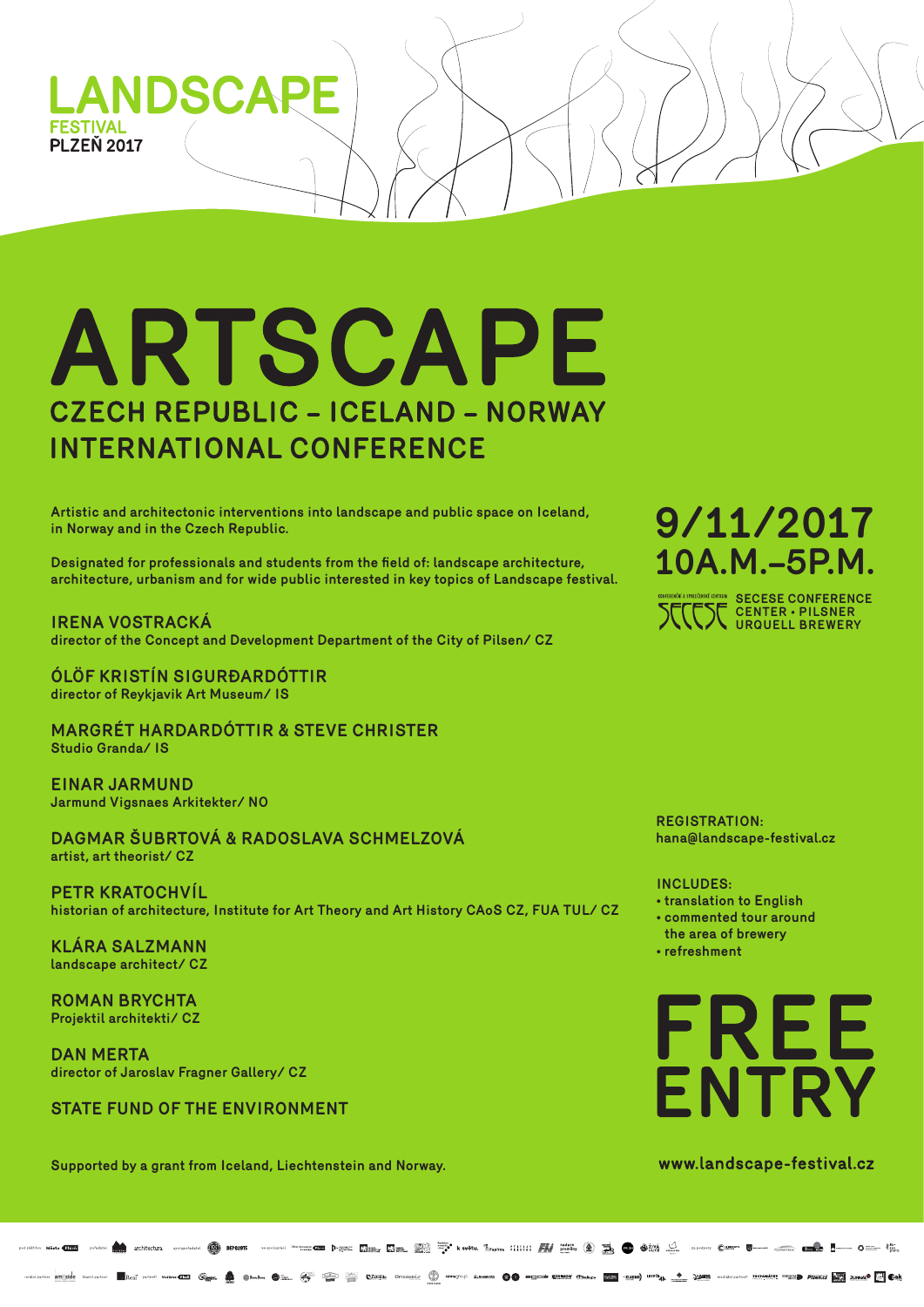LANDSCAPE
FESTIVAL
PLZEŇ 2017

# ARTSCAPE

## CZECH REPUBLIC – ICELAND – NORWAY
## INTERNATIONAL CONFERENCE

**Artistic and architectonic interventions into landscape and public space on Iceland, in Norway and in the Czech Republic.**

**Designated for professionals and students from the field of: landscape architecture, architecture, urbanism and for wide public interested in key topics of Landscape festival.**

**IRENA VOSTRACKÁ**
director of the Concept and Development Department of the City of Pilsen/ CZ

**ÓLÖF KRISTÍN SIGURÐARDÓTTIR**
director of Reykjavik Art Museum/ IS

**MARGRÉT HARDARDÓTTIR & STEVE CHRISTER**
Studio Granda/ IS

**EINAR JARMUND**
Jarmund Vigsnaes Arkitekter/ NO

**DAGMAR ŠUBRTOVÁ & RADOSLAVA SCHMELZOVÁ**
artist, art theorist/ CZ

**PETR KRATOCHVÍL**
historian of architecture, Institute for Art Theory and Art History CAoS CZ, FUA TUL/ CZ

**KLÁRA SALZMANN**
landscape architect/ CZ

**ROMAN BRYCHTA**
Projektil architekti/ CZ

**DAN MERTA**
director of Jaroslav Fragner Gallery/ CZ

**STATE FUND OF THE ENVIRONMENT**

Supported by a grant from Iceland, Liechtenstein and Norway.

## 9/11/2017
## 10A.M.–5P.M.

SECESE CONFERENCE CENTER • PILSNER URQUELL BREWERY

**REGISTRATION:**
hana@landscape-festival.cz

**INCLUDES:**
- translation to English
- commented tour around the area of brewery
- refreshment

# FREE ENTRY

www.landscape-festival.cz